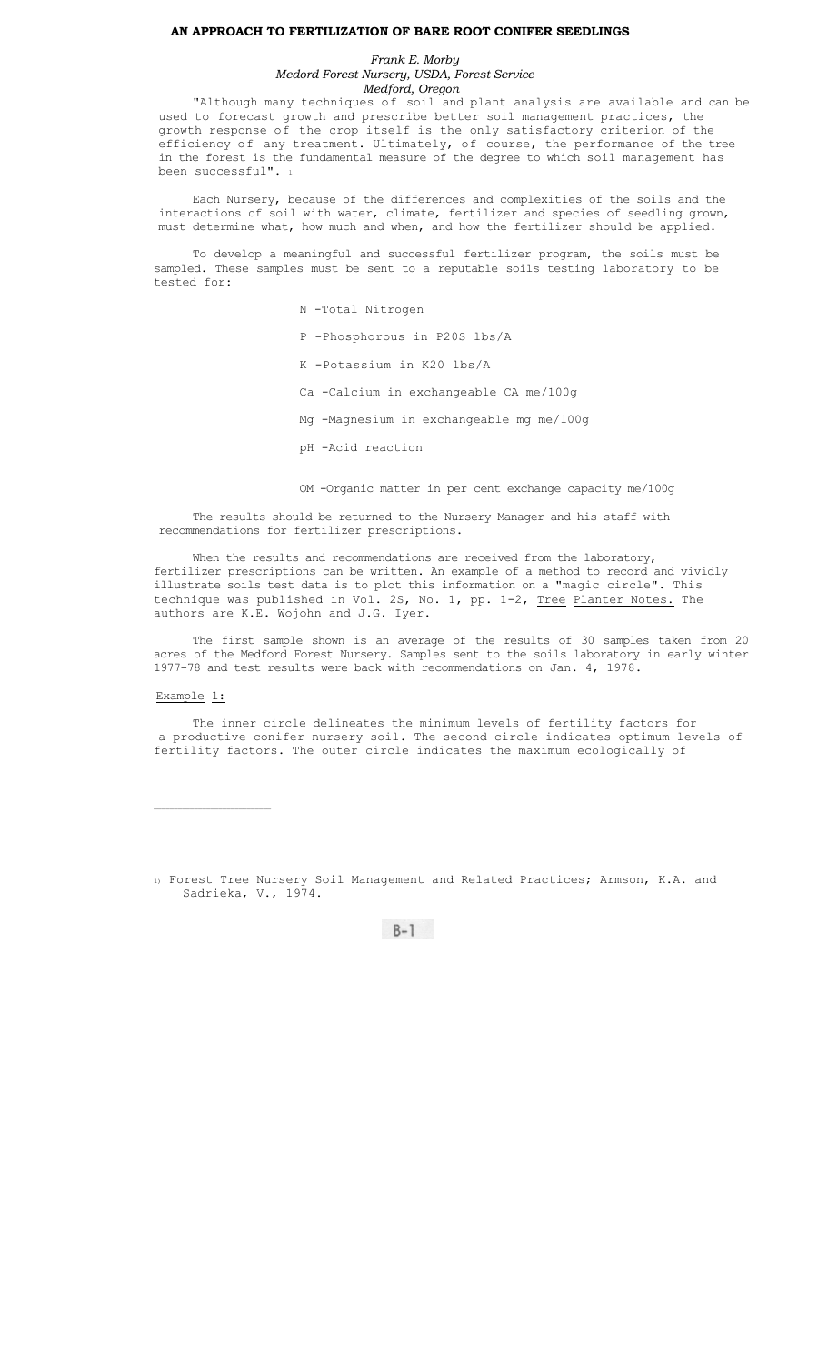# AN APPROACH TO FERTILIZATION OF BARE ROOT CONIFER SEEDLINGS

*Frank E. Morby*
*Medord Forest Nursery, USDA, Forest Service*
*Medford, Oregon*

"Although many techniques of soil and plant analysis are available and can be used to forecast growth and prescribe better soil management practices, the growth response of the crop itself is the only satisfactory criterion of the efficiency of any treatment. Ultimately, of course, the performance of the tree in the forest is the fundamental measure of the degree to which soil management has been successful". [1]

Each Nursery, because of the differences and complexities of the soils and the interactions of soil with water, climate, fertilizer and species of seedling grown, must determine what, how much and when, and how the fertilizer should be applied.

To develop a meaningful and successful fertilizer program, the soils must be sampled. These samples must be sent to a reputable soils testing laboratory to be tested for:

N -Total Nitrogen

P -Phosphorous in P20S lbs/A

K -Potassium in K20 lbs/A

Ca -Calcium in exchangeable CA me/100g

Mg -Magnesium in exchangeable mg me/100g

pH -Acid reaction

OM -Organic matter in per cent exchange capacity me/100g

The results should be returned to the Nursery Manager and his staff with recommendations for fertilizer prescriptions.

When the results and recommendations are received from the laboratory, fertilizer prescriptions can be written. An example of a method to record and vividly illustrate soils test data is to plot this information on a "magic circle". This technique was published in Vol. 2S, No. 1, pp. 1-2, <u>Tree</u> <u>Planter Notes.</u> The authors are K.E. Wojohn and J.G. Iyer.

The first sample shown is an average of the results of 30 samples taken from 20 acres of the Medford Forest Nursery. Samples sent to the soils laboratory in early winter 1977-78 and test results were back with recommendations on Jan. 4, 1978.

<u>Example</u> <u>1:</u>

The inner circle delineates the minimum levels of fertility factors for a productive conifer nursery soil. The second circle indicates optimum levels of fertility factors. The outer circle indicates the maximum ecologically of

---

[1] Forest Tree Nursery Soil Management and Related Practices; Armson, K.A. and Sadrieka, V., 1974.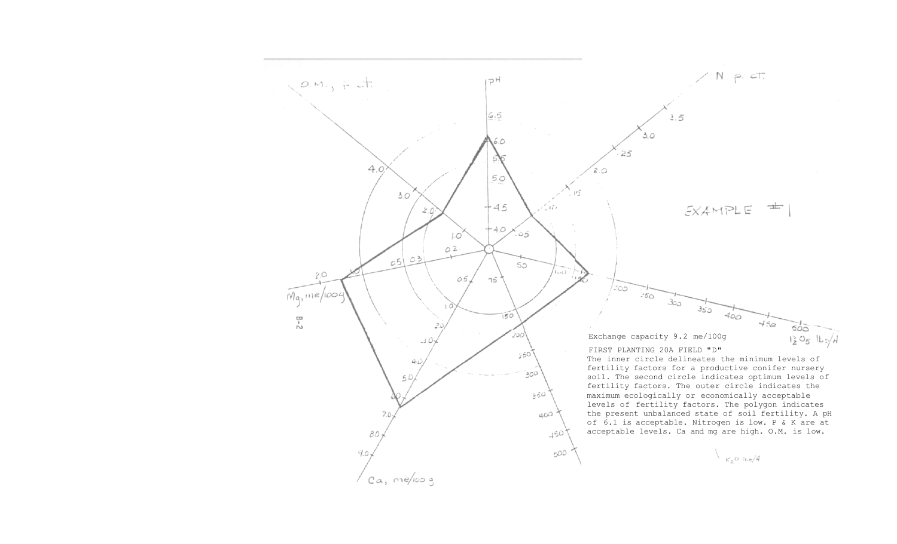EXAMPLE #1

Exchange capacity 9.2 me/100g

FIRST PLANTING 20A FIELD "D"

The inner circle delineates the minimum levels of fertility factors for a productive conifer nursery soil. The second circle indicates optimum levels of fertility factors. The outer circle indicates the maximum ecologically or economically acceptable levels of fertility factors. The polygon indicates the present unbalanced state of soil fertility. A pH of 6.1 is acceptable. Nitrogen is low. P & K are at acceptable levels. Ca and mg are high. O.M. is low.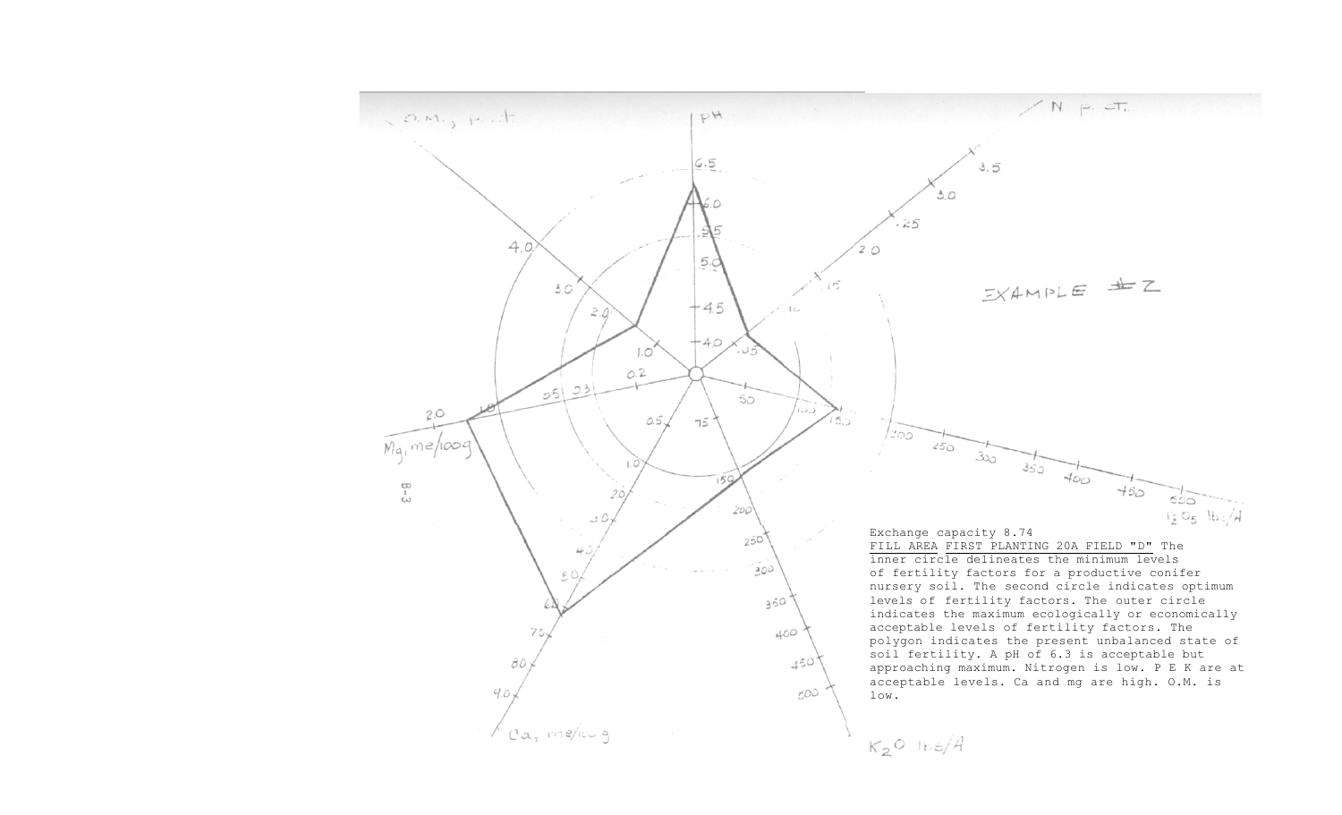EXAMPLE #2

Exchange capacity 8.74

FILL AREA FIRST PLANTING 20A FIELD "D" The inner circle delineates the minimum levels of fertility factors for a productive conifer nursery soil. The second circle indicates optimum levels of fertility factors. The outer circle indicates the maximum ecologically or economically acceptable levels of fertility factors. The polygon indicates the present unbalanced state of soil fertility. A pH of 6.3 is acceptable but approaching maximum. Nitrogen is low. P E K are at acceptable levels. Ca and mg are high. O.M. is low.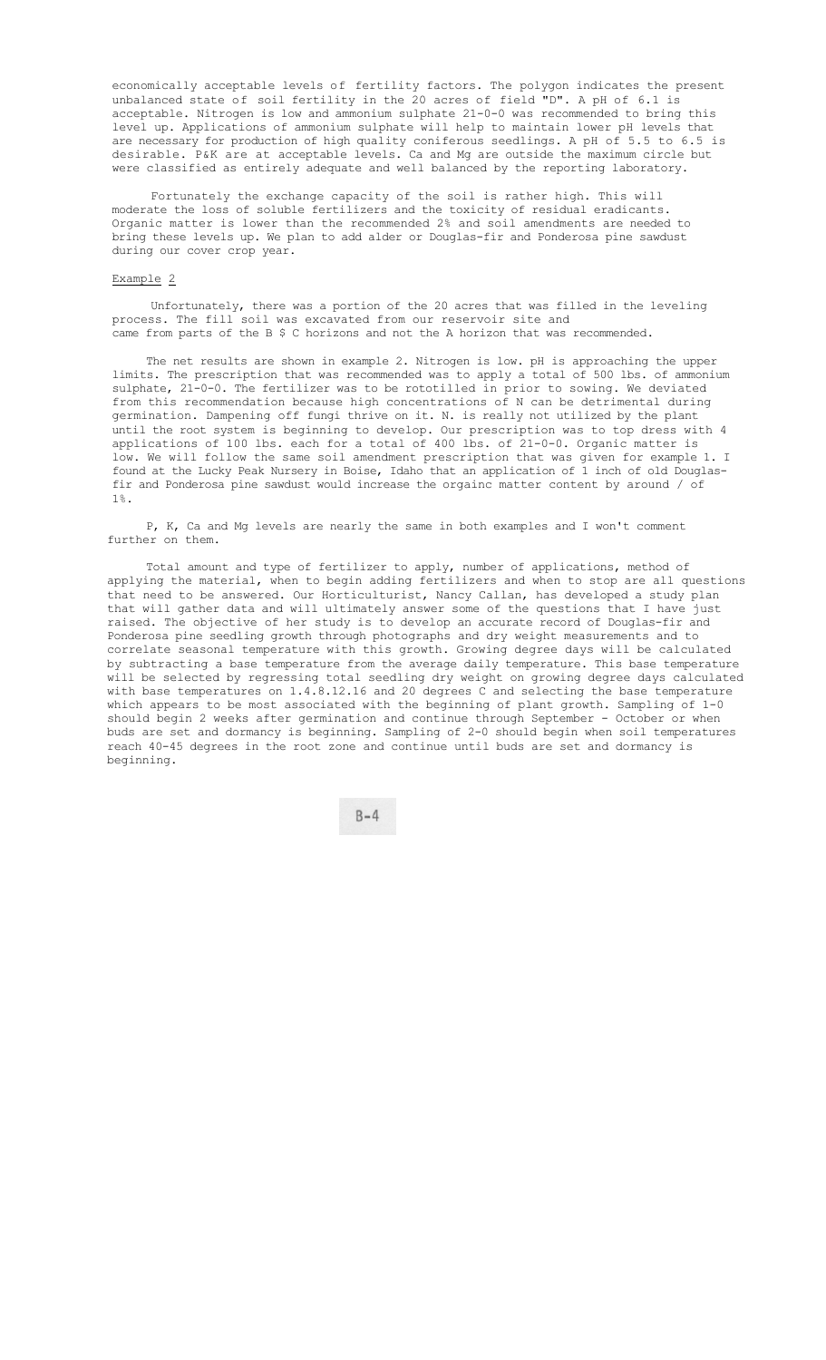economically acceptable levels of fertility factors. The polygon indicates the present unbalanced state of soil fertility in the 20 acres of field "D". A pH of 6.1 is acceptable. Nitrogen is low and ammonium sulphate 21-0-0 was recommended to bring this level up. Applications of ammonium sulphate will help to maintain lower pH levels that are necessary for production of high quality coniferous seedlings. A pH of 5.5 to 6.5 is desirable. P&K are at acceptable levels. Ca and Mg are outside the maximum circle but were classified as entirely adequate and well balanced by the reporting laboratory.

Fortunately the exchange capacity of the soil is rather high. This will moderate the loss of soluble fertilizers and the toxicity of residual eradicants. Organic matter is lower than the recommended 2% and soil amendments are needed to bring these levels up. We plan to add alder or Douglas-fir and Ponderosa pine sawdust during our cover crop year.

Example 2

Unfortunately, there was a portion of the 20 acres that was filled in the leveling process. The fill soil was excavated from our reservoir site and came from parts of the B $ C horizons and not the A horizon that was recommended.

The net results are shown in example 2. Nitrogen is low. pH is approaching the upper limits. The prescription that was recommended was to apply a total of 500 lbs. of ammonium sulphate, 21-0-0. The fertilizer was to be rototilled in prior to sowing. We deviated from this recommendation because high concentrations of N can be detrimental during germination. Dampening off fungi thrive on it. N. is really not utilized by the plant until the root system is beginning to develop. Our prescription was to top dress with 4 applications of 100 lbs. each for a total of 400 lbs. of 21-0-0. Organic matter is low. We will follow the same soil amendment prescription that was given for example 1. I found at the Lucky Peak Nursery in Boise, Idaho that an application of 1 inch of old Douglas-fir and Ponderosa pine sawdust would increase the orgainc matter content by around / of 1%.

P, K, Ca and Mg levels are nearly the same in both examples and I won't comment further on them.

Total amount and type of fertilizer to apply, number of applications, method of applying the material, when to begin adding fertilizers and when to stop are all questions that need to be answered. Our Horticulturist, Nancy Callan, has developed a study plan that will gather data and will ultimately answer some of the questions that I have just raised. The objective of her study is to develop an accurate record of Douglas-fir and Ponderosa pine seedling growth through photographs and dry weight measurements and to correlate seasonal temperature with this growth. Growing degree days will be calculated by subtracting a base temperature from the average daily temperature. This base temperature will be selected by regressing total seedling dry weight on growing degree days calculated with base temperatures on 1.4.8.12.16 and 20 degrees C and selecting the base temperature which appears to be most associated with the beginning of plant growth. Sampling of 1-0 should begin 2 weeks after germination and continue through September - October or when buds are set and dormancy is beginning. Sampling of 2-0 should begin when soil temperatures reach 40-45 degrees in the root zone and continue until buds are set and dormancy is beginning.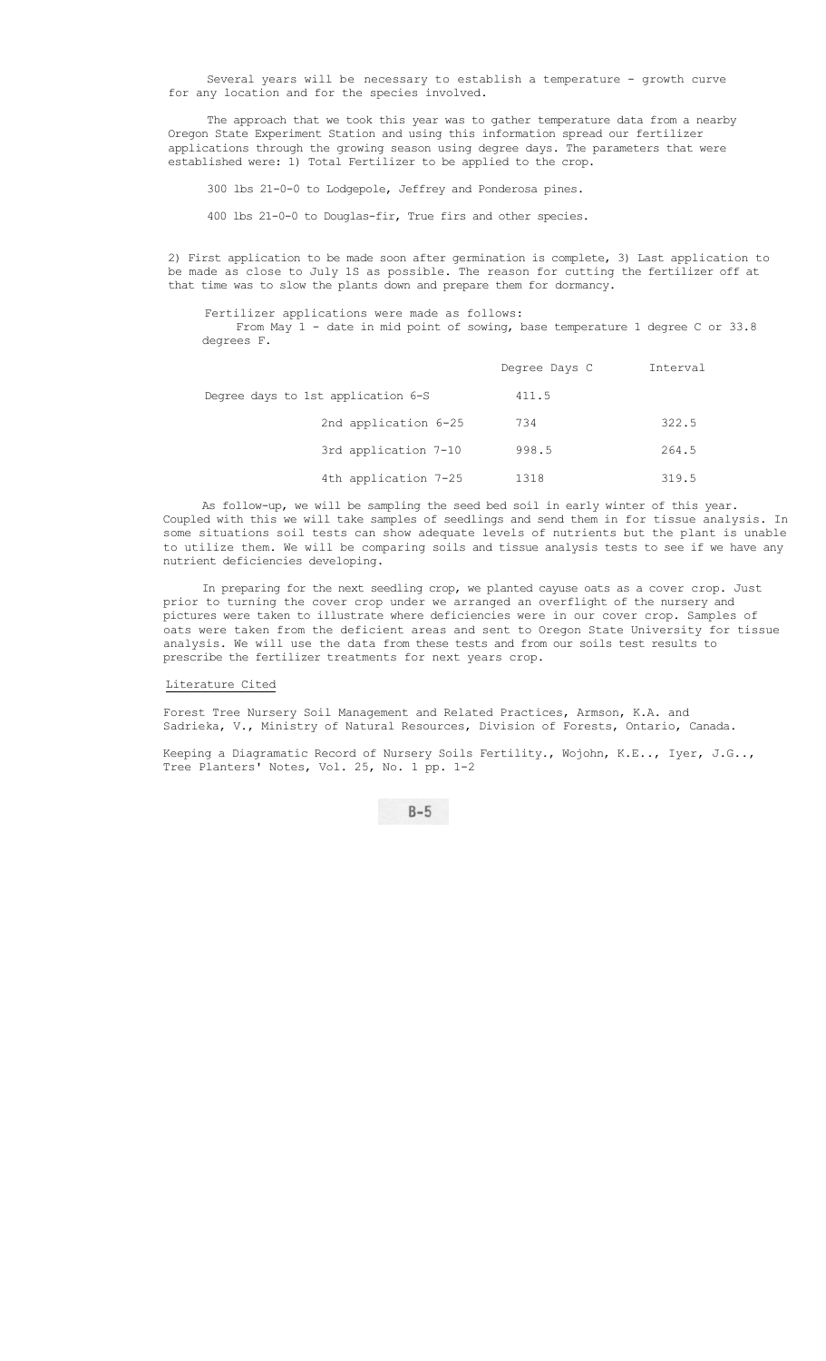Several years will be necessary to establish a temperature - growth curve for any location and for the species involved.

The approach that we took this year was to gather temperature data from a nearby Oregon State Experiment Station and using this information spread our fertilizer applications through the growing season using degree days. The parameters that were established were: 1) Total Fertilizer to be applied to the crop.

300 lbs 21-0-0 to Lodgepole, Jeffrey and Ponderosa pines.

400 lbs 21-0-0 to Douglas-fir, True firs and other species.

2) First application to be made soon after germination is complete, 3) Last application to be made as close to July 1S as possible. The reason for cutting the fertilizer off at that time was to slow the plants down and prepare them for dormancy.

Fertilizer applications were made as follows:
From May 1 - date in mid point of sowing, base temperature 1 degree C or 33.8 degrees F.

| | Degree Days C | Interval |
|---|---|---|
| Degree days to 1st application 6-S | 411.5 | |
| 2nd application 6-25 | 734 | 322.5 |
| 3rd application 7-10 | 998.5 | 264.5 |
| 4th application 7-25 | 1318 | 319.5 |

As follow-up, we will be sampling the seed bed soil in early winter of this year. Coupled with this we will take samples of seedlings and send them in for tissue analysis. In some situations soil tests can show adequate levels of nutrients but the plant is unable to utilize them. We will be comparing soils and tissue analysis tests to see if we have any nutrient deficiencies developing.

In preparing for the next seedling crop, we planted cayuse oats as a cover crop. Just prior to turning the cover crop under we arranged an overflight of the nursery and pictures were taken to illustrate where deficiencies were in our cover crop. Samples of oats were taken from the deficient areas and sent to Oregon State University for tissue analysis. We will use the data from these tests and from our soils test results to prescribe the fertilizer treatments for next years crop.

## Literature Cited

Forest Tree Nursery Soil Management and Related Practices, Armson, K.A. and Sadrieka, V., Ministry of Natural Resources, Division of Forests, Ontario, Canada.

Keeping a Diagramatic Record of Nursery Soils Fertility., Wojohn, K.E.., Iyer, J.G.., Tree Planters' Notes, Vol. 25, No. 1 pp. 1-2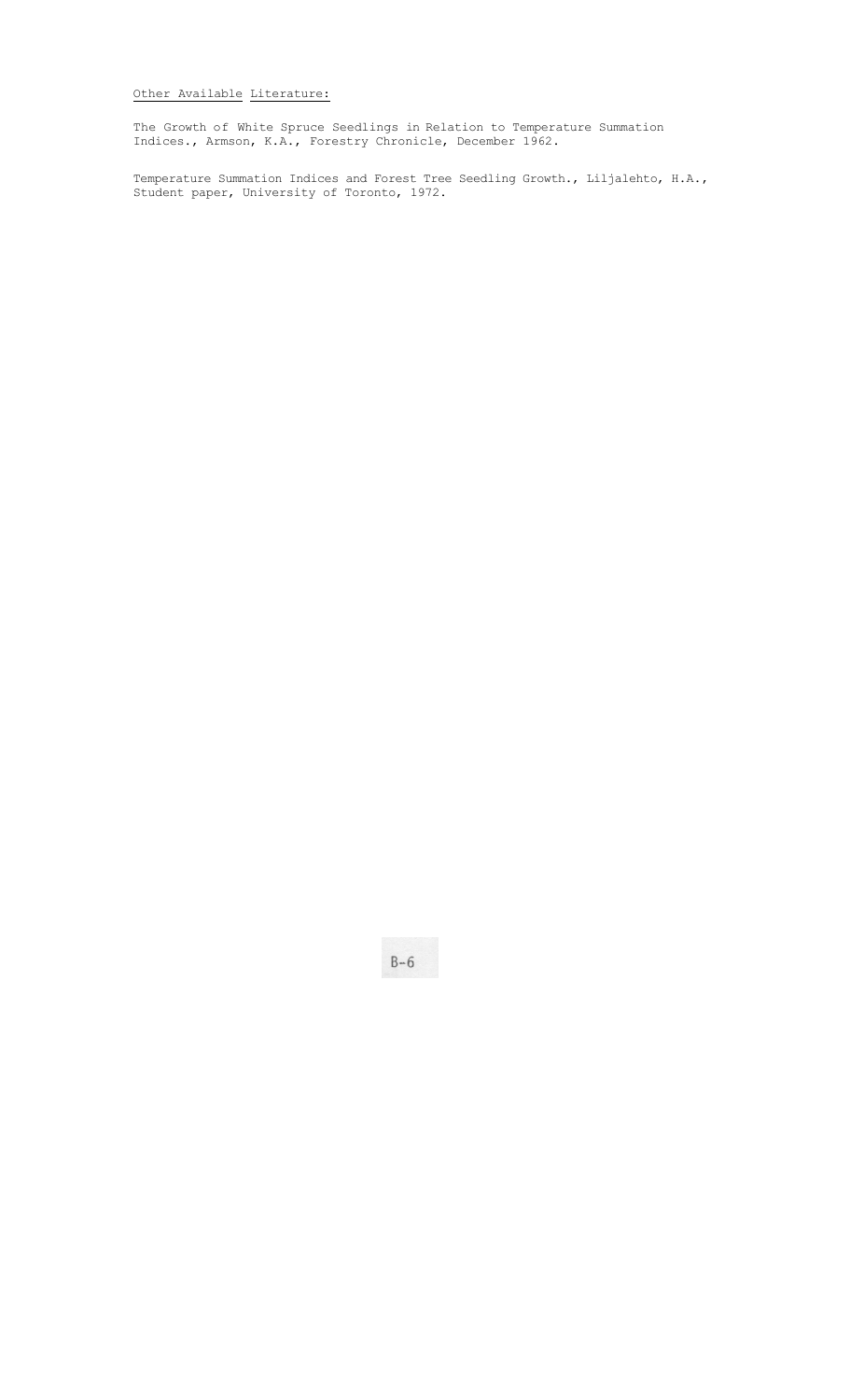Other Available Literature:

The Growth of White Spruce Seedlings in Relation to Temperature Summation Indices., Armson, K.A., Forestry Chronicle, December 1962.

Temperature Summation Indices and Forest Tree Seedling Growth., Liljalehto, H.A., Student paper, University of Toronto, 1972.